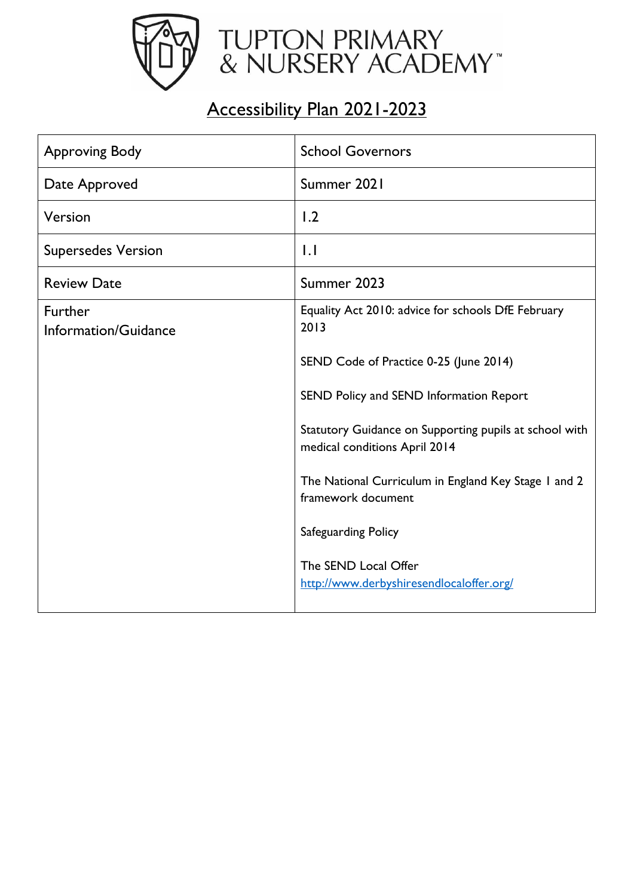# TUPTON PRIMARY & NURSERY ACADEMY™

## Accessibility Plan 2021-2023

| | |
|---|---|
| Approving Body | School Governors |
| Date Approved | Summer 2021 |
| Version | 1.2 |
| Supersedes Version | 1.1 |
| Review Date | Summer 2023 |
| Further Information/Guidance | Equality Act 2010: advice for schools DfE February 2013<br><br>SEND Code of Practice 0-25 (June 2014)<br><br>SEND Policy and SEND Information Report<br><br>Statutory Guidance on Supporting pupils at school with medical conditions April 2014<br><br>The National Curriculum in England Key Stage 1 and 2 framework document<br><br>Safeguarding Policy<br><br>The SEND Local Offer<br>http://www.derbyshiresendlocaloffer.org/ |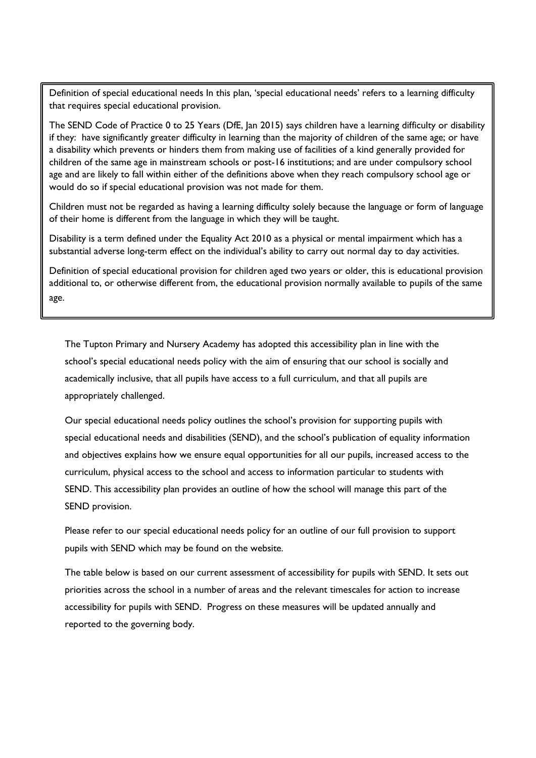Definition of special educational needs In this plan, 'special educational needs' refers to a learning difficulty that requires special educational provision.

The SEND Code of Practice 0 to 25 Years (DfE, Jan 2015) says children have a learning difficulty or disability if they: have significantly greater difficulty in learning than the majority of children of the same age; or have a disability which prevents or hinders them from making use of facilities of a kind generally provided for children of the same age in mainstream schools or post-16 institutions; and are under compulsory school age and are likely to fall within either of the definitions above when they reach compulsory school age or would do so if special educational provision was not made for them.

Children must not be regarded as having a learning difficulty solely because the language or form of language of their home is different from the language in which they will be taught.

Disability is a term defined under the Equality Act 2010 as a physical or mental impairment which has a substantial adverse long-term effect on the individual's ability to carry out normal day to day activities.

Definition of special educational provision for children aged two years or older, this is educational provision additional to, or otherwise different from, the educational provision normally available to pupils of the same age.

The Tupton Primary and Nursery Academy has adopted this accessibility plan in line with the school's special educational needs policy with the aim of ensuring that our school is socially and academically inclusive, that all pupils have access to a full curriculum, and that all pupils are appropriately challenged.

Our special educational needs policy outlines the school's provision for supporting pupils with special educational needs and disabilities (SEND), and the school's publication of equality information and objectives explains how we ensure equal opportunities for all our pupils, increased access to the curriculum, physical access to the school and access to information particular to students with SEND. This accessibility plan provides an outline of how the school will manage this part of the SEND provision.

Please refer to our special educational needs policy for an outline of our full provision to support pupils with SEND which may be found on the website.

The table below is based on our current assessment of accessibility for pupils with SEND. It sets out priorities across the school in a number of areas and the relevant timescales for action to increase accessibility for pupils with SEND. Progress on these measures will be updated annually and reported to the governing body.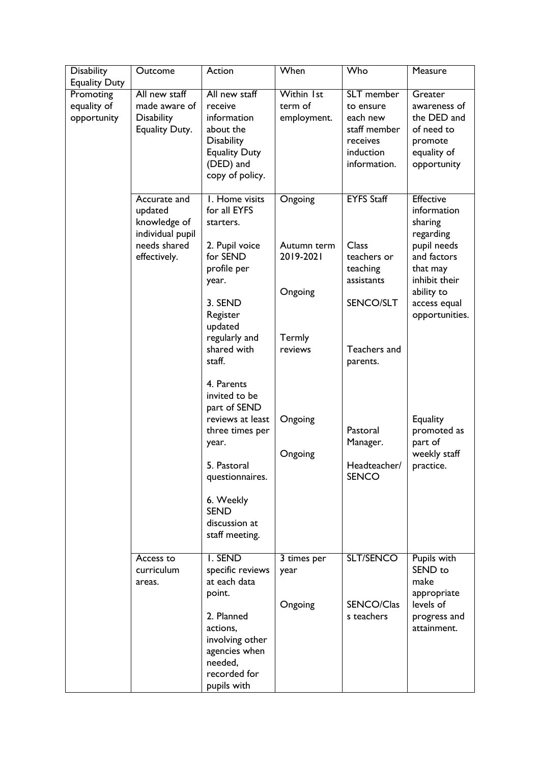| Disability Equality Duty | Outcome | Action | When | Who | Measure |
|---|---|---|---|---|---|
| Promoting equality of opportunity | All new staff made aware of Disability Equality Duty. | All new staff receive information about the Disability Equality Duty (DED) and copy of policy. | Within 1st term of employment. | SLT member to ensure each new staff member receives induction information. | Greater awareness of the DED and of need to promote equality of opportunity |
| | Accurate and updated knowledge of individual pupil needs shared effectively. | 1. Home visits for all EYFS starters.<br><br>2. Pupil voice for SEND profile per year.<br><br>3. SEND Register updated regularly and shared with staff.<br><br>4. Parents invited to be part of SEND reviews at least three times per year.<br><br>5. Pastoral questionnaires.<br><br>6. Weekly SEND discussion at staff meeting. | Ongoing<br><br>Autumn term 2019-2021<br><br>Ongoing<br><br>Termly reviews<br><br>Ongoing<br><br>Ongoing | EYFS Staff<br><br>Class teachers or teaching assistants<br><br>SENCO/SLT<br><br>Teachers and parents.<br><br>Pastoral Manager.<br><br>Headteacher/ SENCO | Effective information sharing regarding pupil needs and factors that may inhibit their ability to access equal opportunities.<br><br>Equality promoted as part of weekly staff practice. |
| | Access to curriculum areas. | 1. SEND specific reviews at each data point.<br><br>2. Planned actions, involving other agencies when needed, recorded for pupils with | 3 times per year<br><br>Ongoing | SLT/SENCO<br><br>SENCO/Class teachers | Pupils with SEND to make appropriate levels of progress and attainment. |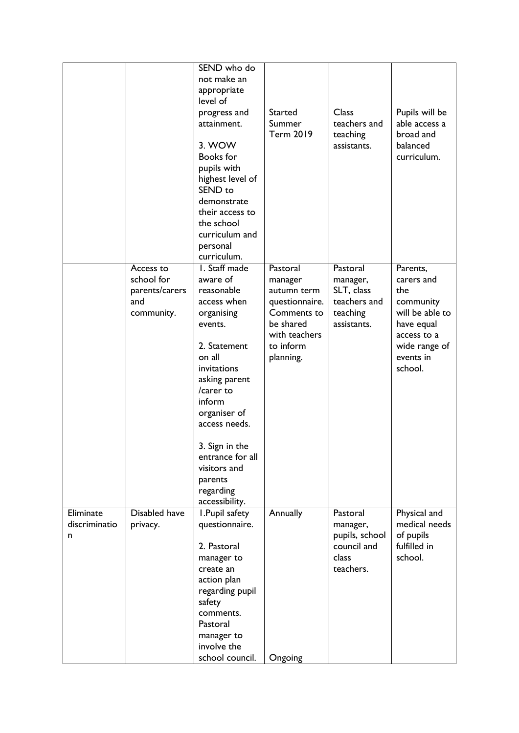| | | | | | |
|---|---|---|---|---|---|
| | | SEND who do not make an appropriate level of progress and attainment.<br><br>3. WOW Books for pupils with highest level of SEND to demonstrate their access to the school curriculum and personal curriculum. | Started Summer Term 2019 | Class teachers and teaching assistants. | Pupils will be able access a broad and balanced curriculum. |
| | Access to school for parents/carers and community. | 1. Staff made aware of reasonable access when organising events.<br><br>2. Statement on all invitations asking parent /carer to inform organiser of access needs.<br><br>3. Sign in the entrance for all visitors and parents regarding accessibility. | Pastoral manager autumn term questionnaire. Comments to be shared with teachers to inform planning. | Pastoral manager, SLT, class teachers and teaching assistants. | Parents, carers and the community will be able to have equal access to a wide range of events in school. |
| Eliminate discrimination | Disabled have privacy. | 1.Pupil safety questionnaire.<br><br>2. Pastoral manager to create an action plan regarding pupil safety comments. Pastoral manager to involve the school council. | Annually<br><br>Ongoing | Pastoral manager, pupils, school council and class teachers. | Physical and medical needs of pupils fulfilled in school. |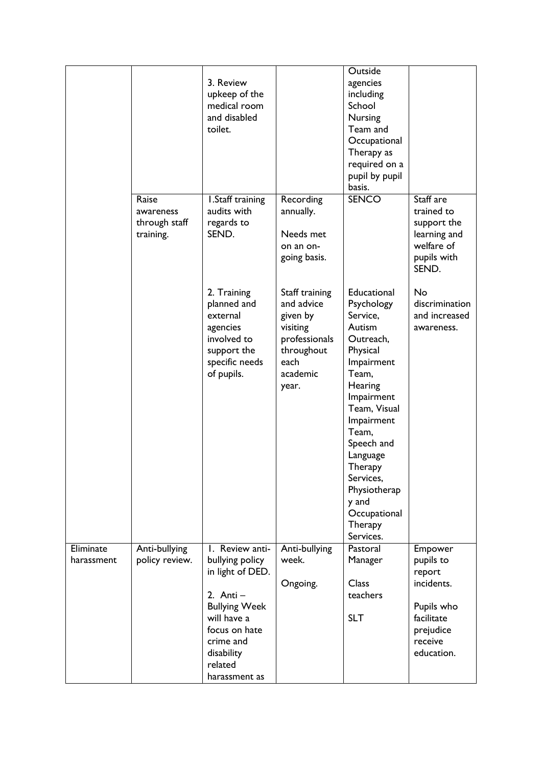| | | | | | |
|---|---|---|---|---|---|
| | | 3. Review upkeep of the medical room and disabled toilet. | | Outside agencies including School Nursing Team and Occupational Therapy as required on a pupil by pupil basis. | |
| | Raise awareness through staff training. | 1.Staff training audits with regards to SEND.<br><br>2. Training planned and external agencies involved to support the specific needs of pupils. | Recording annually.<br><br>Needs met on an on-going basis.<br><br>Staff training and advice given by visiting professionals throughout each academic year. | SENCO<br><br>Educational Psychology Service, Autism Outreach, Physical Impairment Team, Hearing Impairment Team, Visual Impairment Team, Speech and Language Therapy Services, Physiotherapy and Occupational Therapy Services. | Staff are trained to support the learning and welfare of pupils with SEND.<br><br>No discrimination and increased awareness. |
| Eliminate harassment | Anti-bullying policy review. | 1. Review anti-bullying policy in light of DED.<br><br>2. Anti – Bullying Week will have a focus on hate crime and disability related harassment as | Anti-bullying week.<br><br>Ongoing. | Pastoral Manager<br><br>Class teachers<br><br>SLT | Empower pupils to report incidents.<br><br>Pupils who facilitate prejudice receive education. |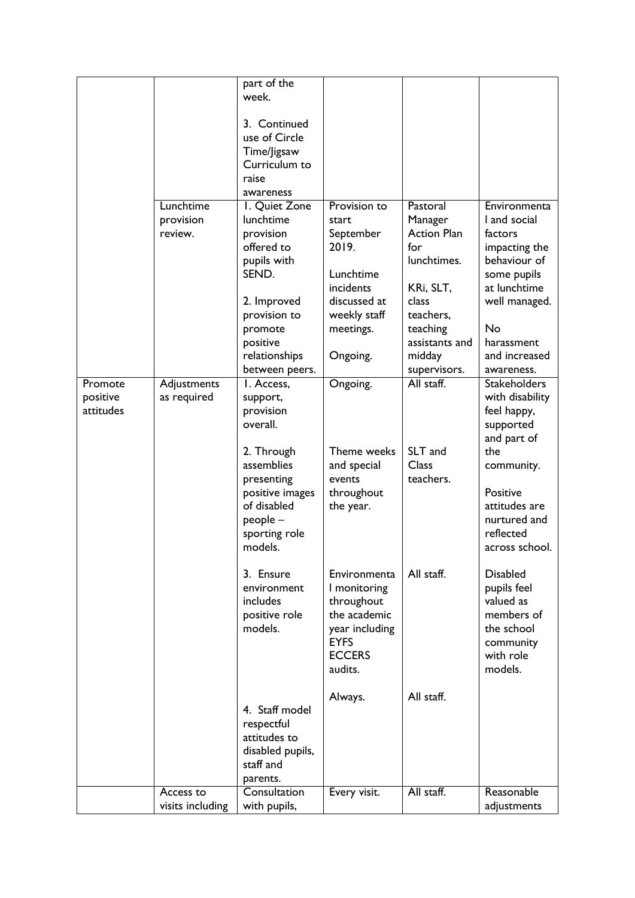| | | part of the week.<br><br>3. Continued use of Circle Time/Jigsaw Curriculum to raise awareness | | | |
|---|---|---|---|---|---|
| | Lunchtime provision review. | 1. Quiet Zone lunchtime provision offered to pupils with SEND.<br><br>2. Improved provision to promote positive relationships between peers. | Provision to start September 2019.<br><br>Lunchtime incidents discussed at weekly staff meetings.<br><br>Ongoing. | Pastoral Manager Action Plan for lunchtimes.<br><br>KRi, SLT, class teachers, teaching assistants and midday supervisors. | Environmental and social factors impacting the behaviour of some pupils at lunchtime well managed.<br><br>No harassment and increased awareness. |
| Promote positive attitudes | Adjustments as required | 1. Access, support, provision overall.<br><br>2. Through assemblies presenting positive images of disabled people – sporting role models.<br><br>3. Ensure environment includes positive role models.<br><br>4. Staff model respectful attitudes to disabled pupils, staff and parents. | Ongoing.<br><br>Theme weeks and special events throughout the year.<br><br>Environmental monitoring throughout the academic year including EYFS ECCERS audits.<br><br>Always. | All staff.<br><br>SLT and Class teachers.<br><br>All staff.<br><br>All staff. | Stakeholders with disability feel happy, supported and part of the community.<br><br>Positive attitudes are nurtured and reflected across school.<br><br>Disabled pupils feel valued as members of the school community with role models. |
| | Access to visits including | Consultation with pupils, | Every visit. | All staff. | Reasonable adjustments |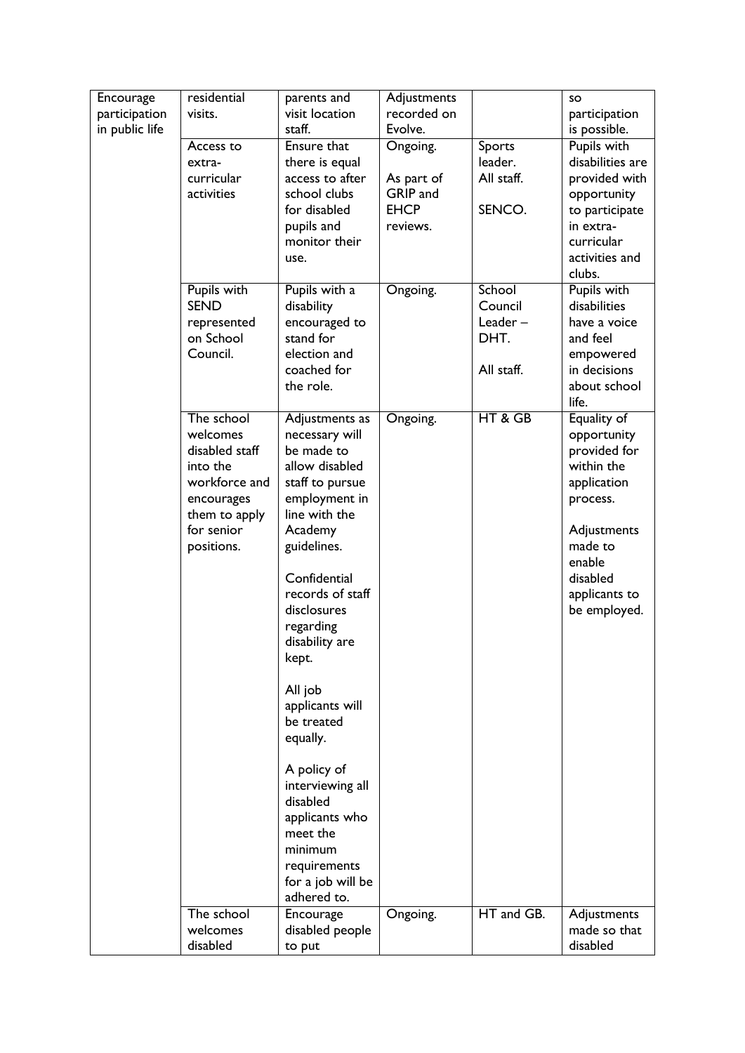| Encourage participation in public life | residential visits. | parents and visit location staff. | Adjustments recorded on Evolve. | | so participation is possible. |
|---|---|---|---|---|---|
| | Access to extra-curricular activities | Ensure that there is equal access to after school clubs for disabled pupils and monitor their use. | Ongoing.<br><br>As part of GRIP and EHCP reviews. | Sports leader.<br>All staff.<br><br>SENCO. | Pupils with disabilities are provided with opportunity to participate in extra-curricular activities and clubs. |
| | Pupils with SEND represented on School Council. | Pupils with a disability encouraged to stand for election and coached for the role. | Ongoing. | School Council Leader – DHT.<br><br>All staff. | Pupils with disabilities have a voice and feel empowered in decisions about school life. |
| | The school welcomes disabled staff into the workforce and encourages them to apply for senior positions. | Adjustments as necessary will be made to allow disabled staff to pursue employment in line with the Academy guidelines.<br><br>Confidential records of staff disclosures regarding disability are kept.<br><br>All job applicants will be treated equally.<br><br>A policy of interviewing all disabled applicants who meet the minimum requirements for a job will be adhered to. | Ongoing. | HT & GB | Equality of opportunity provided for within the application process.<br><br>Adjustments made to enable disabled applicants to be employed. |
| | The school welcomes disabled | Encourage disabled people to put | Ongoing. | HT and GB. | Adjustments made so that disabled |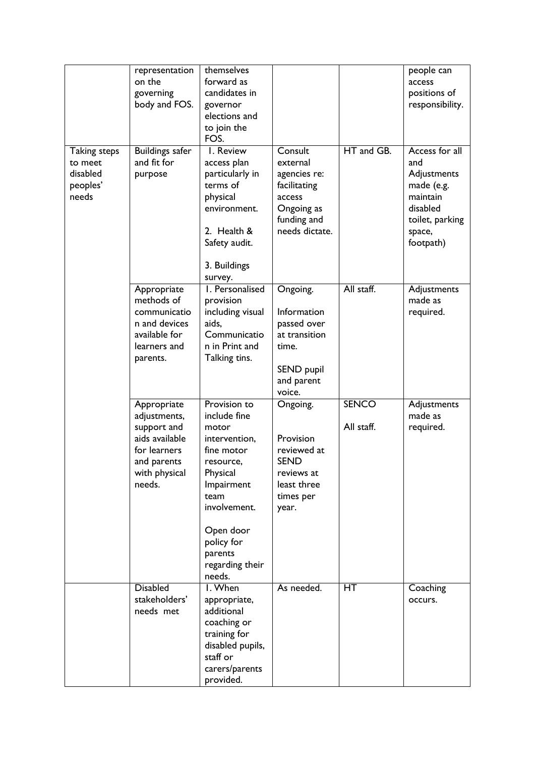| | | | | | |
|---|---|---|---|---|---|
| | representation on the governing body and FOS. | themselves forward as candidates in governor elections and to join the FOS. | | | people can access positions of responsibility. |
| Taking steps to meet disabled peoples' needs | Buildings safer and fit for purpose | 1. Review access plan particularly in terms of physical environment. 2. Health & Safety audit. 3. Buildings survey. | Consult external agencies re: facilitating access Ongoing as funding and needs dictate. | HT and GB. | Access for all and Adjustments made (e.g. maintain disabled toilet, parking space, footpath) |
| | Appropriate methods of communication and devices available for learners and parents. | 1. Personalised provision including visual aids, Communication in Print and Talking tins. | Ongoing. Information passed over at transition time. SEND pupil and parent voice. | All staff. | Adjustments made as required. |
| | Appropriate adjustments, support and aids available for learners and parents with physical needs. | Provision to include fine motor intervention, fine motor resource, Physical Impairment team involvement. Open door policy for parents regarding their needs. | Ongoing. Provision reviewed at SEND reviews at least three times per year. | SENCO All staff. | Adjustments made as required. |
| | Disabled stakeholders' needs met | 1. When appropriate, additional coaching or training for disabled pupils, staff or carers/parents provided. | As needed. | HT | Coaching occurs. |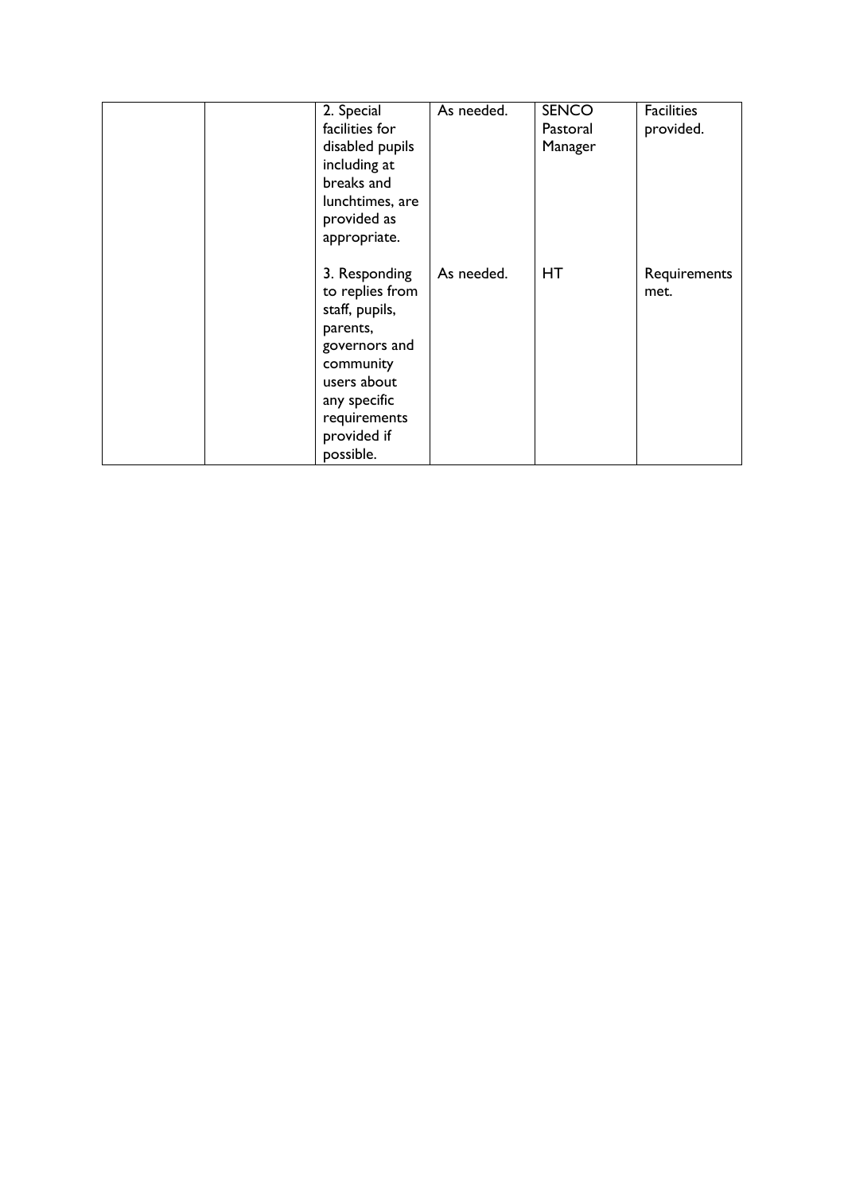| | | | | | |
|---|---|---|---|---|---|
| | | 2. Special facilities for disabled pupils including at breaks and lunchtimes, are provided as appropriate. | As needed. | SENCO Pastoral Manager | Facilities provided. |
| | | 3. Responding to replies from staff, pupils, parents, governors and community users about any specific requirements provided if possible. | As needed. | HT | Requirements met. |